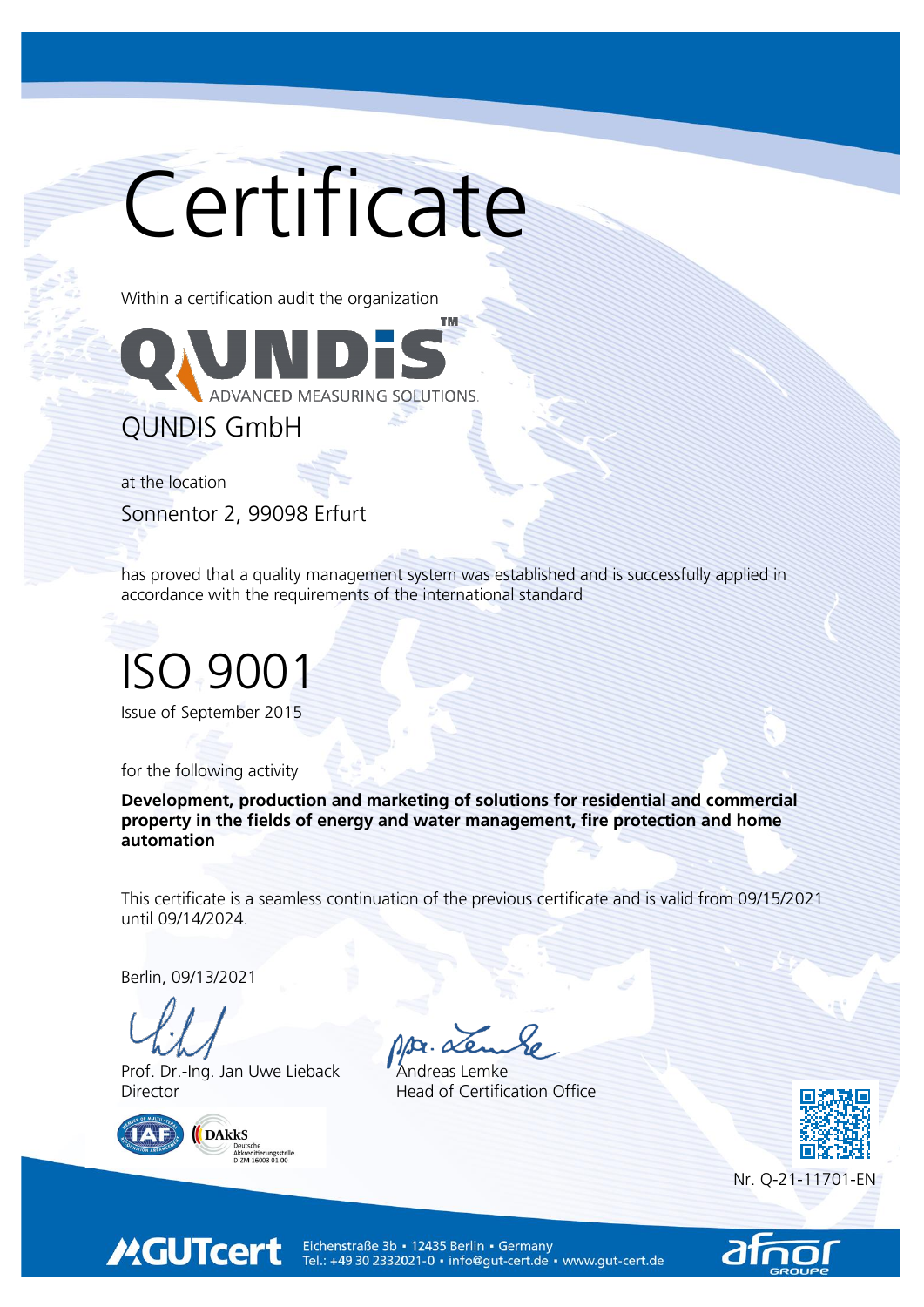# Certificate

Within a certification audit the organization

QUNDIS™
ADVANCED MEASURING SOLUTIONS.

## QUNDIS GmbH

at the location

Sonnentor 2, 99098 Erfurt

has proved that a quality management system was established and is successfully applied in accordance with the requirements of the international standard

# ISO 9001

Issue of September 2015

for the following activity

**Development, production and marketing of solutions for residential and commercial property in the fields of energy and water management, fire protection and home automation**

This certificate is a seamless continuation of the previous certificate and is valid from 09/15/2021 until 09/14/2024.

Berlin, 09/13/2021

Prof. Dr.-Ing. Jan Uwe Lieback
Director

Andreas Lemke
Head of Certification Office

IAF
DAkkS Deutsche Akkreditierungsstelle D-ZM-16003-01-00

Nr. Q-21-11701-EN

GUTcert
Eichenstraße 3b • 12435 Berlin • Germany
Tel.: +49 30 2332021-0 • info@gut-cert.de • www.gut-cert.de

afnor GROUPE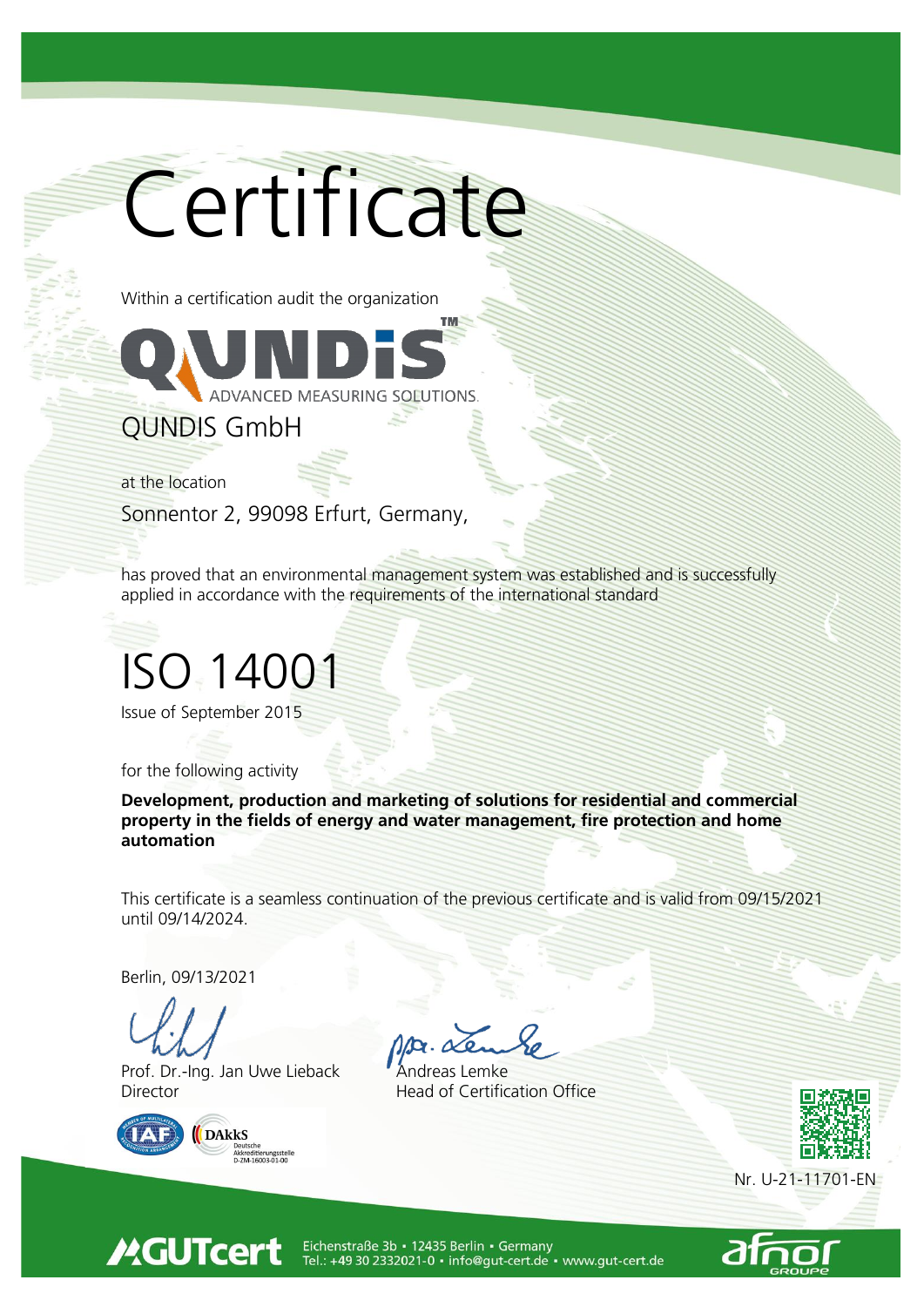# Certificate

Within a certification audit the organization

QUNDIS™
ADVANCED MEASURING SOLUTIONS.

## QUNDIS GmbH

at the location

Sonnentor 2, 99098 Erfurt, Germany,

has proved that an environmental management system was established and is successfully applied in accordance with the requirements of the international standard

# ISO 14001

Issue of September 2015

for the following activity

**Development, production and marketing of solutions for residential and commercial property in the fields of energy and water management, fire protection and home automation**

This certificate is a seamless continuation of the previous certificate and is valid from 09/15/2021 until 09/14/2024.

Berlin, 09/13/2021

Prof. Dr.-Ing. Jan Uwe Lieback
Director

Andreas Lemke
Head of Certification Office

DAkkS Deutsche Akkreditierungsstelle D-ZM-16003-01-00

Nr. U-21-11701-EN

GUTcert Eichenstraße 3b • 12435 Berlin • Germany
Tel.: +49 30 2332021-0 • info@gut-cert.de • www.gut-cert.de

afnor GROUPE